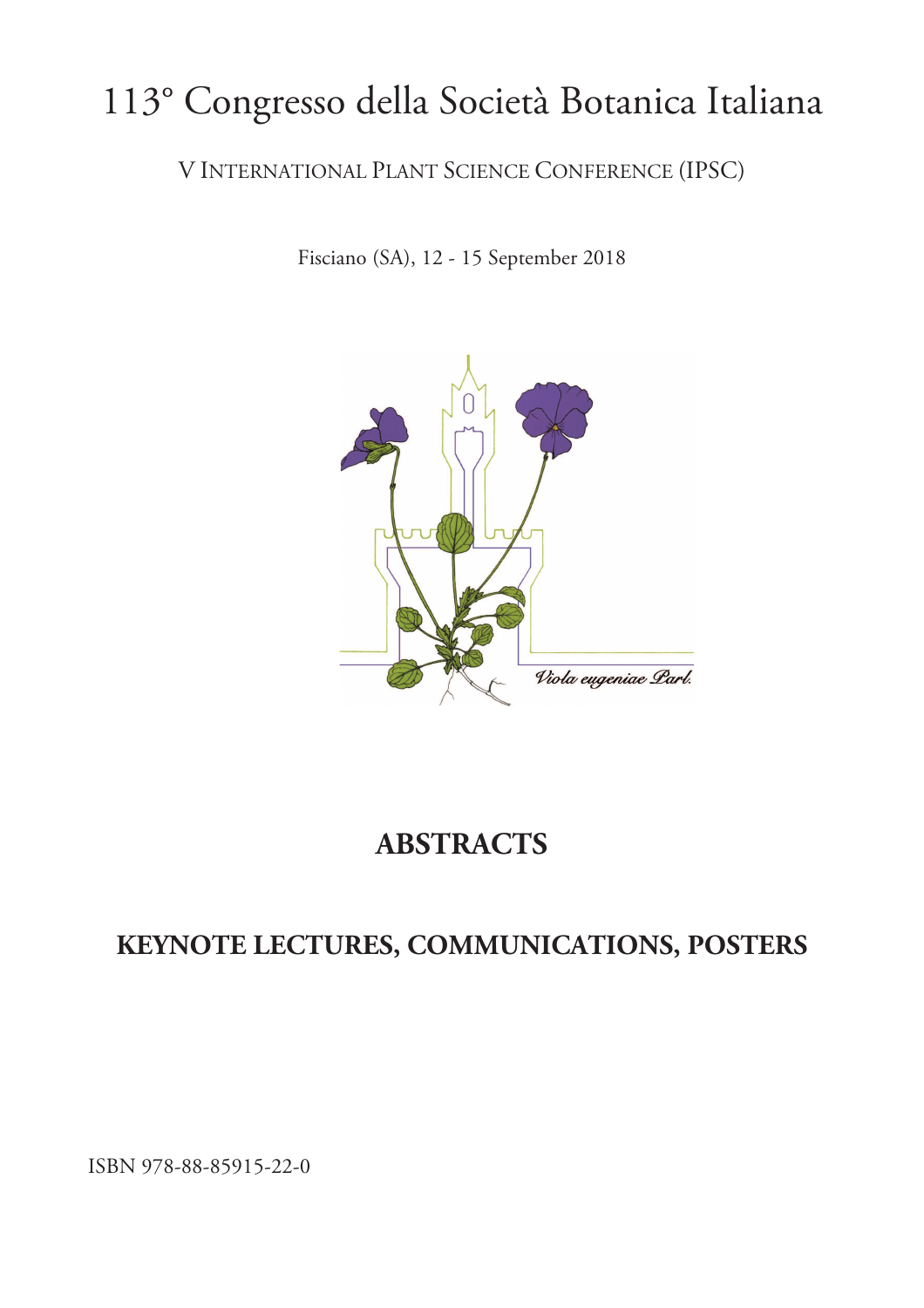# 113° Congresso della Società Botanica Italiana

V INTERNATIONAL PLANT SCIENCE CONFERENCE (IPSC)

Fisciano (SA), 12 - 15 September 2018

*Viola eugeniae Parl.*

## ABSTRACTS

## KEYNOTE LECTURES, COMMUNICATIONS, POSTERS

ISBN 978-88-85915-22-0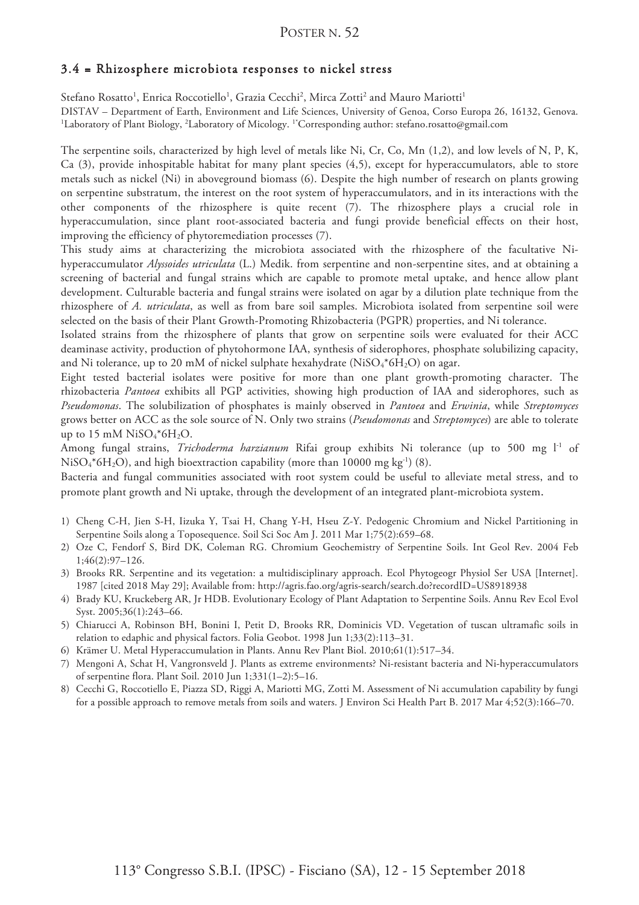## 3.4 = Rhizosphere microbiota responses to nickel stress

Stefano Rosatto[1], Enrica Roccotiello[1], Grazia Cecchi[2], Mirca Zotti[2] and Mauro Mariotti[1]

DISTAV – Department of Earth, Environment and Life Sciences, University of Genoa, Corso Europa 26, 16132, Genova. [1]Laboratory of Plant Biology, [2]Laboratory of Micology. [1*]Corresponding author: stefano.rosatto@gmail.com

The serpentine soils, characterized by high level of metals like Ni, Cr, Co, Mn (1,2), and low levels of N, P, K, Ca (3), provide inhospitable habitat for many plant species (4,5), except for hyperaccumulators, able to store metals such as nickel (Ni) in aboveground biomass (6). Despite the high number of research on plants growing on serpentine substratum, the interest on the root system of hyperaccumulators, and in its interactions with the other components of the rhizosphere is quite recent (7). The rhizosphere plays a crucial role in hyperaccumulation, since plant root-associated bacteria and fungi provide beneficial effects on their host, improving the efficiency of phytoremediation processes (7).

This study aims at characterizing the microbiota associated with the rhizosphere of the facultative Ni-hyperaccumulator *Alyssoides utriculata* (L.) Medik. from serpentine and non-serpentine sites, and at obtaining a screening of bacterial and fungal strains which are capable to promote metal uptake, and hence allow plant development. Culturable bacteria and fungal strains were isolated on agar by a dilution plate technique from the rhizosphere of *A. utriculata*, as well as from bare soil samples. Microbiota isolated from serpentine soil were selected on the basis of their Plant Growth-Promoting Rhizobacteria (PGPR) properties, and Ni tolerance.

Isolated strains from the rhizosphere of plants that grow on serpentine soils were evaluated for their ACC deaminase activity, production of phytohormone IAA, synthesis of siderophores, phosphate solubilizing capacity, and Ni tolerance, up to 20 mM of nickel sulphate hexahydrate ($NiSO_4$*$6H_2O$) on agar.

Eight tested bacterial isolates were positive for more than one plant growth-promoting character. The rhizobacteria *Pantoea* exhibits all PGP activities, showing high production of IAA and siderophores, such as *Pseudomonas*. The solubilization of phosphates is mainly observed in *Pantoea* and *Erwinia*, while *Streptomyces* grows better on ACC as the sole source of N. Only two strains (*Pseudomonas* and *Streptomyces*) are able to tolerate up to 15 mM $NiSO_4$*$6H_2O$.

Among fungal strains, *Trichoderma harzianum* Rifai group exhibits Ni tolerance (up to 500 mg $l^{-1}$ of $NiSO_4$*$6H_2O$), and high bioextraction capability (more than 10000 mg $kg^{-1}$) (8).

Bacteria and fungal communities associated with root system could be useful to alleviate metal stress, and to promote plant growth and Ni uptake, through the development of an integrated plant-microbiota system.

1) Cheng C-H, Jien S-H, Iizuka Y, Tsai H, Chang Y-H, Hseu Z-Y. Pedogenic Chromium and Nickel Partitioning in Serpentine Soils along a Toposequence. Soil Sci Soc Am J. 2011 Mar 1;75(2):659–68.
2) Oze C, Fendorf S, Bird DK, Coleman RG. Chromium Geochemistry of Serpentine Soils. Int Geol Rev. 2004 Feb 1;46(2):97–126.
3) Brooks RR. Serpentine and its vegetation: a multidisciplinary approach. Ecol Phytogeogr Physiol Ser USA [Internet]. 1987 [cited 2018 May 29]; Available from: http://agris.fao.org/agris-search/search.do?recordID=US8918938
4) Brady KU, Kruckeberg AR, Jr HDB. Evolutionary Ecology of Plant Adaptation to Serpentine Soils. Annu Rev Ecol Evol Syst. 2005;36(1):243–66.
5) Chiarucci A, Robinson BH, Bonini I, Petit D, Brooks RR, Dominicis VD. Vegetation of tuscan ultramafic soils in relation to edaphic and physical factors. Folia Geobot. 1998 Jun 1;33(2):113–31.
6) Krämer U. Metal Hyperaccumulation in Plants. Annu Rev Plant Biol. 2010;61(1):517–34.
7) Mengoni A, Schat H, Vangronsveld J. Plants as extreme environments? Ni-resistant bacteria and Ni-hyperaccumulators of serpentine flora. Plant Soil. 2010 Jun 1;331(1–2):5–16.
8) Cecchi G, Roccotiello E, Piazza SD, Riggi A, Mariotti MG, Zotti M. Assessment of Ni accumulation capability by fungi for a possible approach to remove metals from soils and waters. J Environ Sci Health Part B. 2017 Mar 4;52(3):166–70.